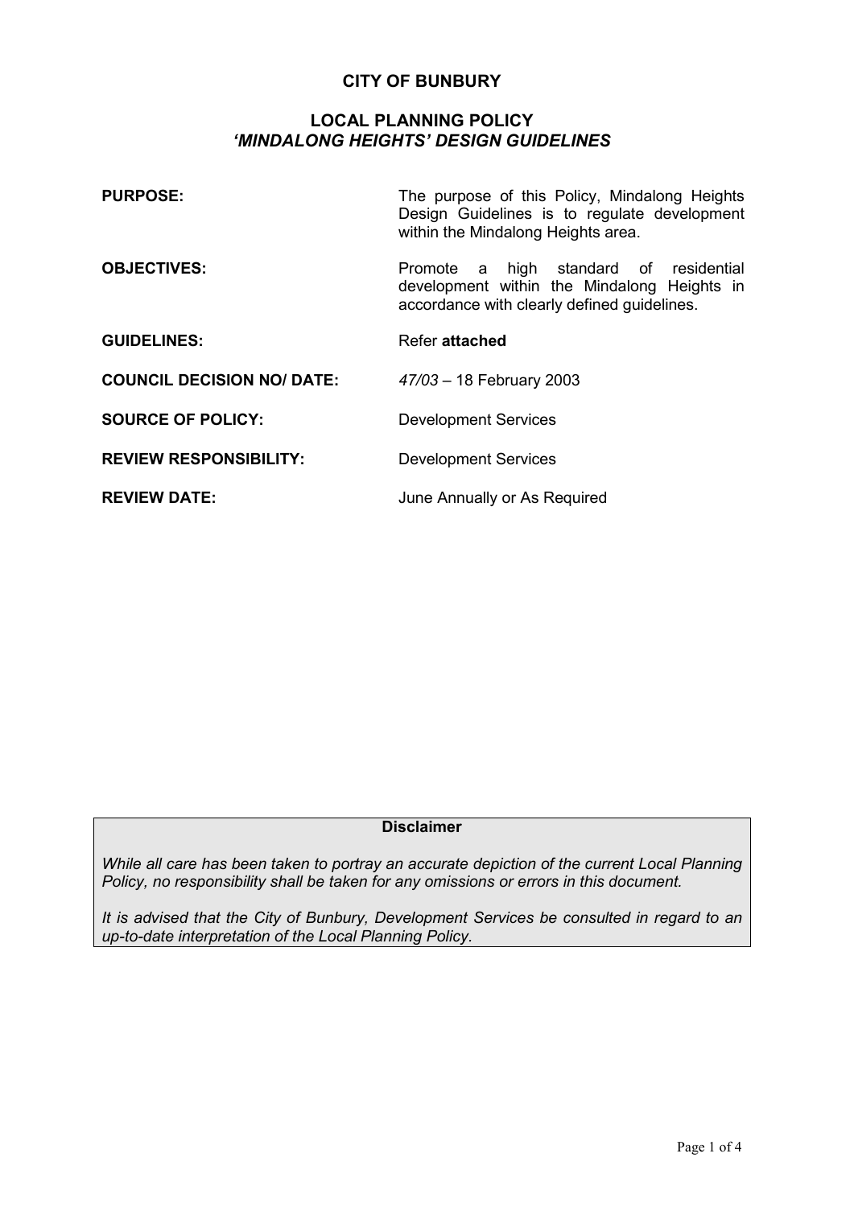# CITY OF BUNBURY

## LOCAL PLANNING POLICY
## *'MINDALONG HEIGHTS' DESIGN GUIDELINES*

| | |
|---|---|
| **PURPOSE:** | The purpose of this Policy, Mindalong Heights Design Guidelines is to regulate development within the Mindalong Heights area. |
| **OBJECTIVES:** | Promote a high standard of residential development within the Mindalong Heights in accordance with clearly defined guidelines. |
| **GUIDELINES:** | Refer **attached** |
| **COUNCIL DECISION NO/ DATE:** | *47/03* – 18 February 2003 |
| **SOURCE OF POLICY:** | Development Services |
| **REVIEW RESPONSIBILITY:** | Development Services |
| **REVIEW DATE:** | June Annually or As Required |

**Disclaimer**

*While all care has been taken to portray an accurate depiction of the current Local Planning Policy, no responsibility shall be taken for any omissions or errors in this document.*

*It is advised that the City of Bunbury, Development Services be consulted in regard to an up-to-date interpretation of the Local Planning Policy.*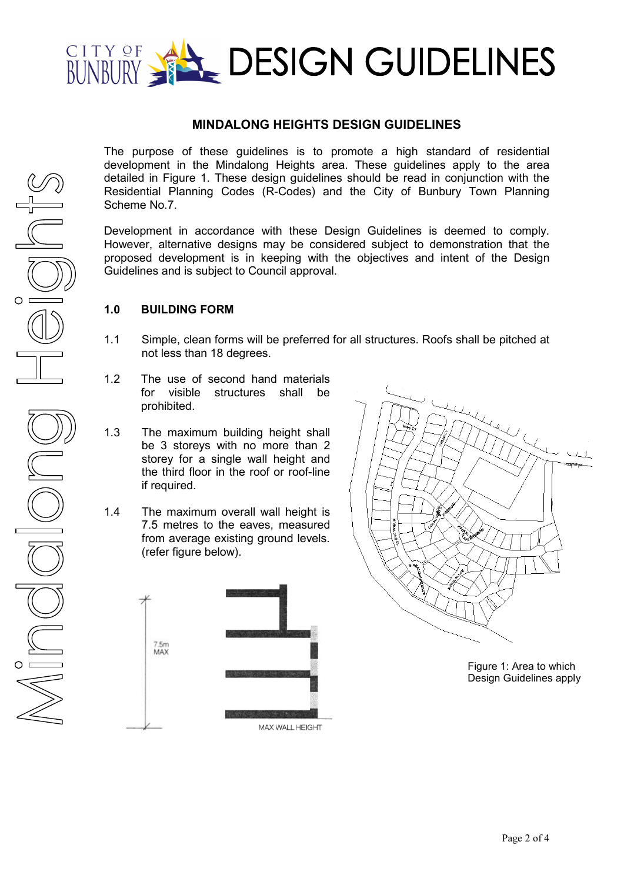# MINDALONG HEIGHTS DESIGN GUIDELINES

The purpose of these guidelines is to promote a high standard of residential development in the Mindalong Heights area. These guidelines apply to the area detailed in Figure 1. These design guidelines should be read in conjunction with the Residential Planning Codes (R-Codes) and the City of Bunbury Town Planning Scheme No.7.

Development in accordance with these Design Guidelines is deemed to comply. However, alternative designs may be considered subject to demonstration that the proposed development is in keeping with the objectives and intent of the Design Guidelines and is subject to Council approval.

## 1.0 BUILDING FORM

1.1 Simple, clean forms will be preferred for all structures. Roofs shall be pitched at not less than 18 degrees.

1.2 The use of second hand materials for visible structures shall be prohibited.

1.3 The maximum building height shall be 3 storeys with no more than 2 storey for a single wall height and the third floor in the roof or roof-line if required.

1.4 The maximum overall wall height is 7.5 metres to the eaves, measured from average existing ground levels. (refer figure below).

7.5m MAX

MAX WALL HEIGHT

Figure 1: Area to which Design Guidelines apply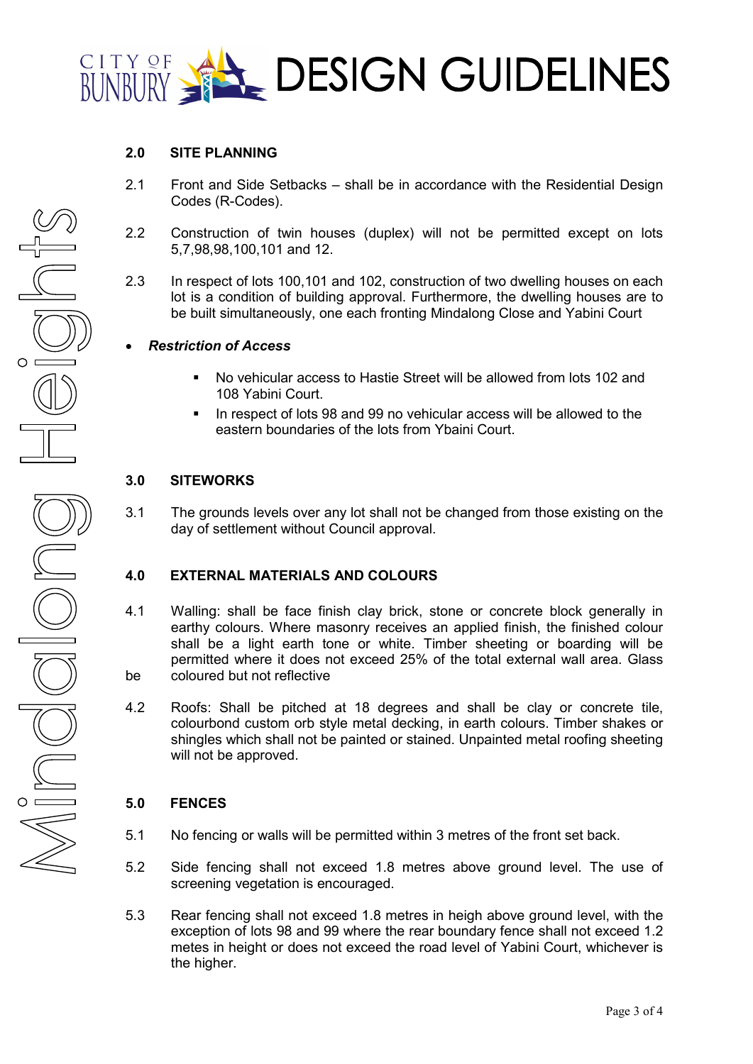## 2.0 SITE PLANNING

2.1 Front and Side Setbacks – shall be in accordance with the Residential Design Codes (R-Codes).

2.2 Construction of twin houses (duplex) will not be permitted except on lots 5,7,98,98,100,101 and 12.

2.3 In respect of lots 100,101 and 102, construction of two dwelling houses on each lot is a condition of building approval. Furthermore, the dwelling houses are to be built simultaneously, one each fronting Mindalong Close and Yabini Court

- ***Restriction of Access***
  - No vehicular access to Hastie Street will be allowed from lots 102 and 108 Yabini Court.
  - In respect of lots 98 and 99 no vehicular access will be allowed to the eastern boundaries of the lots from Ybaini Court.

## 3.0 SITEWORKS

3.1 The grounds levels over any lot shall not be changed from those existing on the day of settlement without Council approval.

## 4.0 EXTERNAL MATERIALS AND COLOURS

4.1 Walling: shall be face finish clay brick, stone or concrete block generally in earthy colours. Where masonry receives an applied finish, the finished colour shall be a light earth tone or white. Timber sheeting or boarding will be permitted where it does not exceed 25% of the total external wall area. Glass be coloured but not reflective

4.2 Roofs: Shall be pitched at 18 degrees and shall be clay or concrete tile, colourbond custom orb style metal decking, in earth colours. Timber shakes or shingles which shall not be painted or stained. Unpainted metal roofing sheeting will not be approved.

## 5.0 FENCES

5.1 No fencing or walls will be permitted within 3 metres of the front set back.

5.2 Side fencing shall not exceed 1.8 metres above ground level. The use of screening vegetation is encouraged.

5.3 Rear fencing shall not exceed 1.8 metres in heigh above ground level, with the exception of lots 98 and 99 where the rear boundary fence shall not exceed 1.2 metes in height or does not exceed the road level of Yabini Court, whichever is the higher.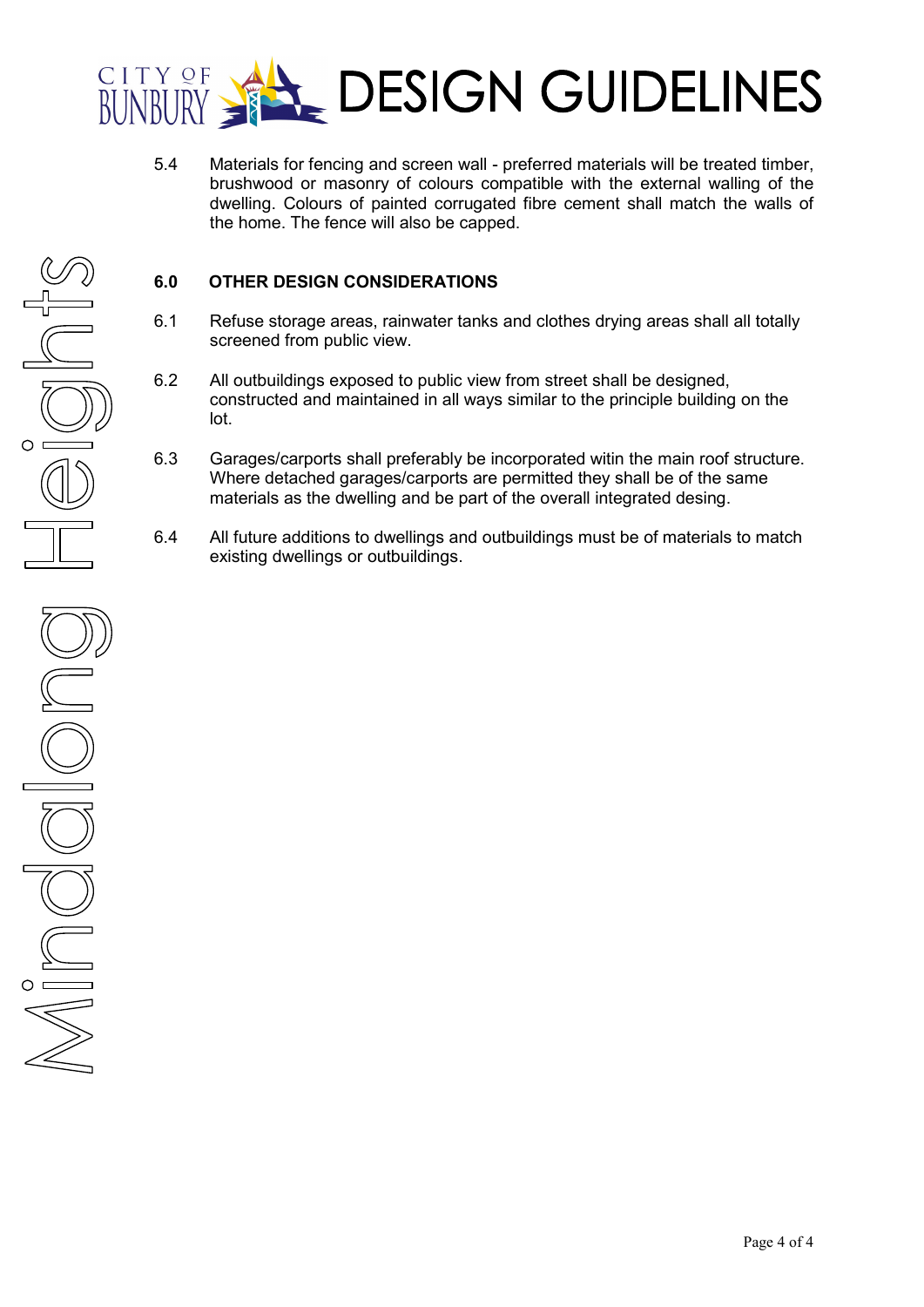5.4 Materials for fencing and screen wall - preferred materials will be treated timber, brushwood or masonry of colours compatible with the external walling of the dwelling. Colours of painted corrugated fibre cement shall match the walls of the home. The fence will also be capped.

## 6.0 OTHER DESIGN CONSIDERATIONS

6.1 Refuse storage areas, rainwater tanks and clothes drying areas shall all totally screened from public view.

6.2 All outbuildings exposed to public view from street shall be designed, constructed and maintained in all ways similar to the principle building on the lot.

6.3 Garages/carports shall preferably be incorporated witin the main roof structure. Where detached garages/carports are permitted they shall be of the same materials as the dwelling and be part of the overall integrated desing.

6.4 All future additions to dwellings and outbuildings must be of materials to match existing dwellings or outbuildings.